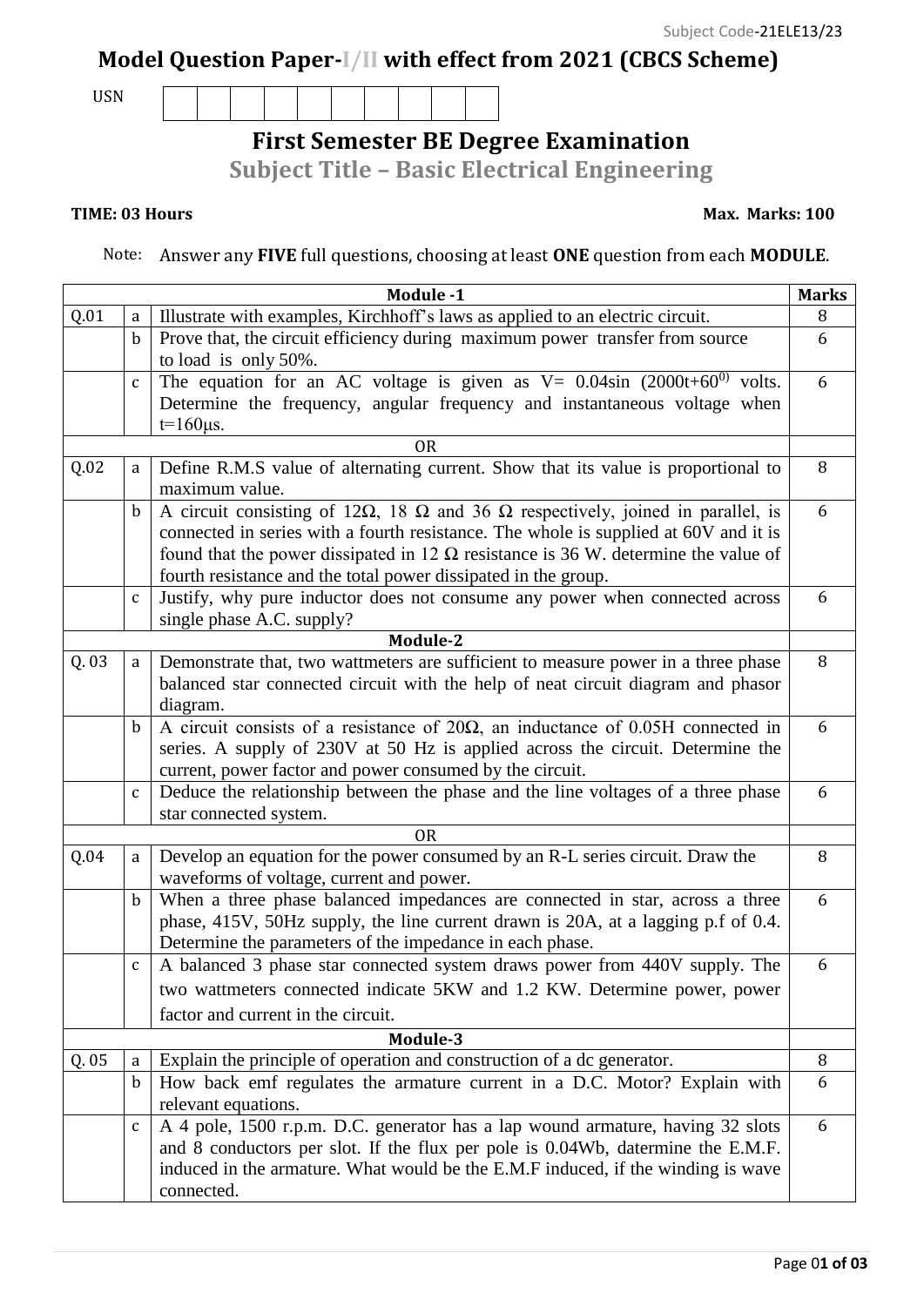Subject Code-21ELE13/23

# Model Question Paper-I/II with effect from 2021 (CBCS Scheme)

USN | | | | | | | | | | |

## First Semester BE Degree Examination

## Subject Title – Basic Electrical Engineering

**TIME: 03 Hours** **Max. Marks: 100**

Note: Answer any **FIVE** full questions, choosing at least **ONE** question from each **MODULE**.

| | | **Module -1** | **Marks** |
|---|---|---|---|
| Q.01 | a | Illustrate with examples, Kirchhoff's laws as applied to an electric circuit. | 8 |
| | b | Prove that, the circuit efficiency during maximum power transfer from source to load is only 50%. | 6 |
| | c | The equation for an AC voltage is given as $V = 0.04\sin(2000t+60^{0})$ volts. Determine the frequency, angular frequency and instantaneous voltage when t=160µs. | 6 |
| | | OR | |
| Q.02 | a | Define R.M.S value of alternating current. Show that its value is proportional to maximum value. | 8 |
| | b | A circuit consisting of 12Ω, 18 Ω and 36 Ω respectively, joined in parallel, is connected in series with a fourth resistance. The whole is supplied at 60V and it is found that the power dissipated in 12 Ω resistance is 36 W. determine the value of fourth resistance and the total power dissipated in the group. | 6 |
| | c | Justify, why pure inductor does not consume any power when connected across single phase A.C. supply? | 6 |
| | | **Module-2** | |
| Q. 03 | a | Demonstrate that, two wattmeters are sufficient to measure power in a three phase balanced star connected circuit with the help of neat circuit diagram and phasor diagram. | 8 |
| | b | A circuit consists of a resistance of 20Ω, an inductance of 0.05H connected in series. A supply of 230V at 50 Hz is applied across the circuit. Determine the current, power factor and power consumed by the circuit. | 6 |
| | c | Deduce the relationship between the phase and the line voltages of a three phase star connected system. | 6 |
| | | OR | |
| Q.04 | a | Develop an equation for the power consumed by an R-L series circuit. Draw the waveforms of voltage, current and power. | 8 |
| | b | When a three phase balanced impedances are connected in star, across a three phase, 415V, 50Hz supply, the line current drawn is 20A, at a lagging p.f of 0.4. Determine the parameters of the impedance in each phase. | 6 |
| | c | A balanced 3 phase star connected system draws power from 440V supply. The two wattmeters connected indicate 5KW and 1.2 KW. Determine power, power factor and current in the circuit. | 6 |
| | | **Module-3** | |
| Q. 05 | a | Explain the principle of operation and construction of a dc generator. | 8 |
| | b | How back emf regulates the armature current in a D.C. Motor? Explain with relevant equations. | 6 |
| | c | A 4 pole, 1500 r.p.m. D.C. generator has a lap wound armature, having 32 slots and 8 conductors per slot. If the flux per pole is 0.04Wb, datermine the E.M.F. induced in the armature. What would be the E.M.F induced, if the winding is wave connected. | 6 |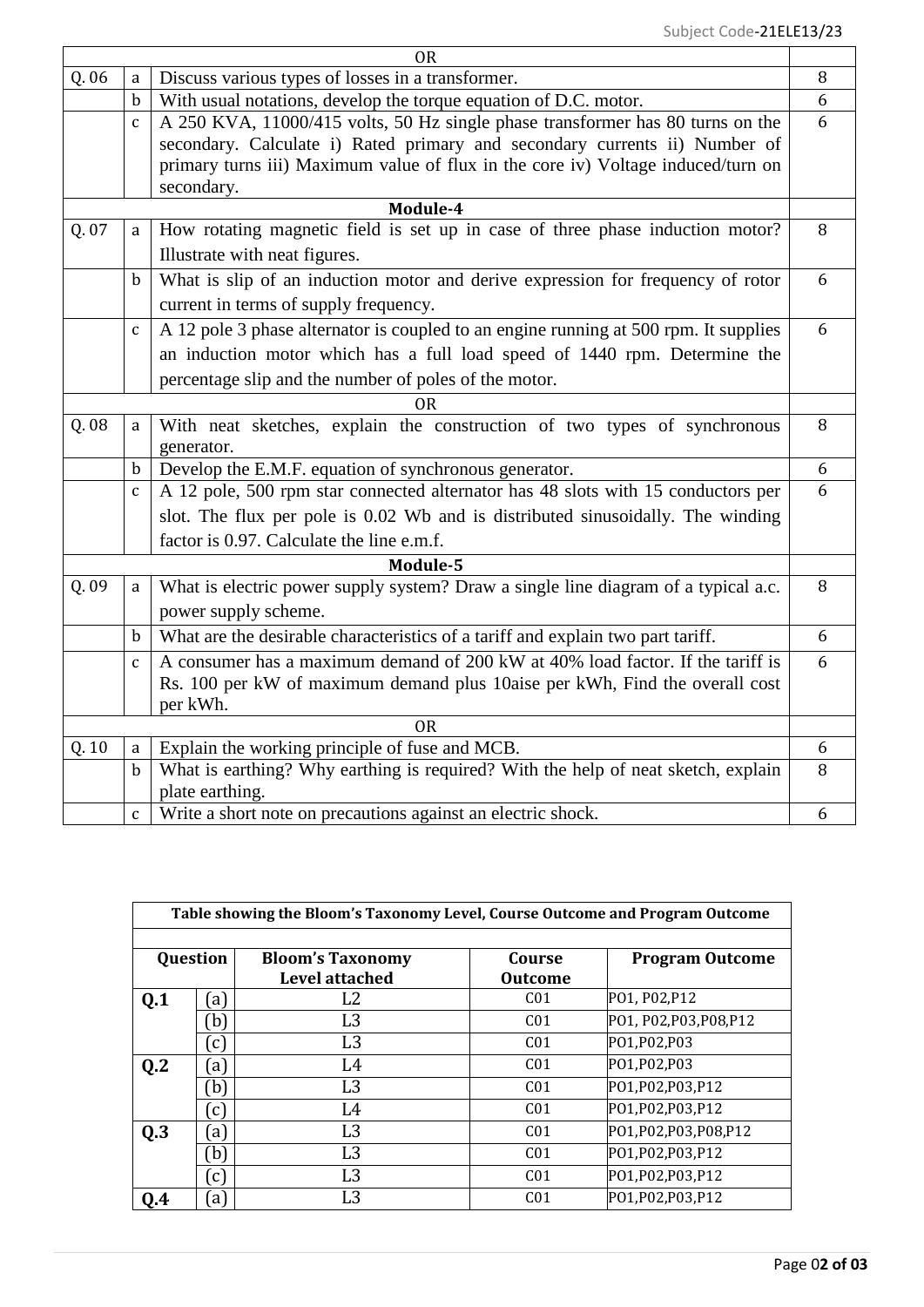| | | OR | |
|---|---|---|---|
| Q. 06 | a | Discuss various types of losses in a transformer. | 8 |
| | b | With usual notations, develop the torque equation of D.C. motor. | 6 |
| | c | A 250 KVA, 11000/415 volts, 50 Hz single phase transformer has 80 turns on the secondary. Calculate i) Rated primary and secondary currents ii) Number of primary turns iii) Maximum value of flux in the core iv) Voltage induced/turn on secondary. | 6 |
| | | **Module-4** | |
| Q. 07 | a | How rotating magnetic field is set up in case of three phase induction motor? Illustrate with neat figures. | 8 |
| | b | What is slip of an induction motor and derive expression for frequency of rotor current in terms of supply frequency. | 6 |
| | c | A 12 pole 3 phase alternator is coupled to an engine running at 500 rpm. It supplies an induction motor which has a full load speed of 1440 rpm. Determine the percentage slip and the number of poles of the motor. | 6 |
| | | OR | |
| Q. 08 | a | With neat sketches, explain the construction of two types of synchronous generator. | 8 |
| | b | Develop the E.M.F. equation of synchronous generator. | 6 |
| | c | A 12 pole, 500 rpm star connected alternator has 48 slots with 15 conductors per slot. The flux per pole is 0.02 Wb and is distributed sinusoidally. The winding factor is 0.97. Calculate the line e.m.f. | 6 |
| | | **Module-5** | |
| Q. 09 | a | What is electric power supply system? Draw a single line diagram of a typical a.c. power supply scheme. | 8 |
| | b | What are the desirable characteristics of a tariff and explain two part tariff. | 6 |
| | c | A consumer has a maximum demand of 200 kW at 40% load factor. If the tariff is Rs. 100 per kW of maximum demand plus 10aise per kWh, Find the overall cost per kWh. | 6 |
| | | OR | |
| Q. 10 | a | Explain the working principle of fuse and MCB. | 6 |
| | b | What is earthing? Why earthing is required? With the help of neat sketch, explain plate earthing. | 8 |
| | c | Write a short note on precautions against an electric shock. | 6 |

**Table showing the Bloom's Taxonomy Level, Course Outcome and Program Outcome**

| Question | | Bloom's Taxonomy Level attached | Course Outcome | Program Outcome |
|---|---|---|---|---|
| **Q.1** | (a) | L2 | C01 | P01, P02,P12 |
| | (b) | L3 | C01 | P01, P02,P03,P08,P12 |
| | (c) | L3 | C01 | P01,P02,P03 |
| **Q.2** | (a) | L4 | C01 | P01,P02,P03 |
| | (b) | L3 | C01 | P01,P02,P03,P12 |
| | (c) | L4 | C01 | P01,P02,P03,P12 |
| **Q.3** | (a) | L3 | C01 | P01,P02,P03,P08,P12 |
| | (b) | L3 | C01 | P01,P02,P03,P12 |
| | (c) | L3 | C01 | P01,P02,P03,P12 |
| **Q.4** | (a) | L3 | C01 | P01,P02,P03,P12 |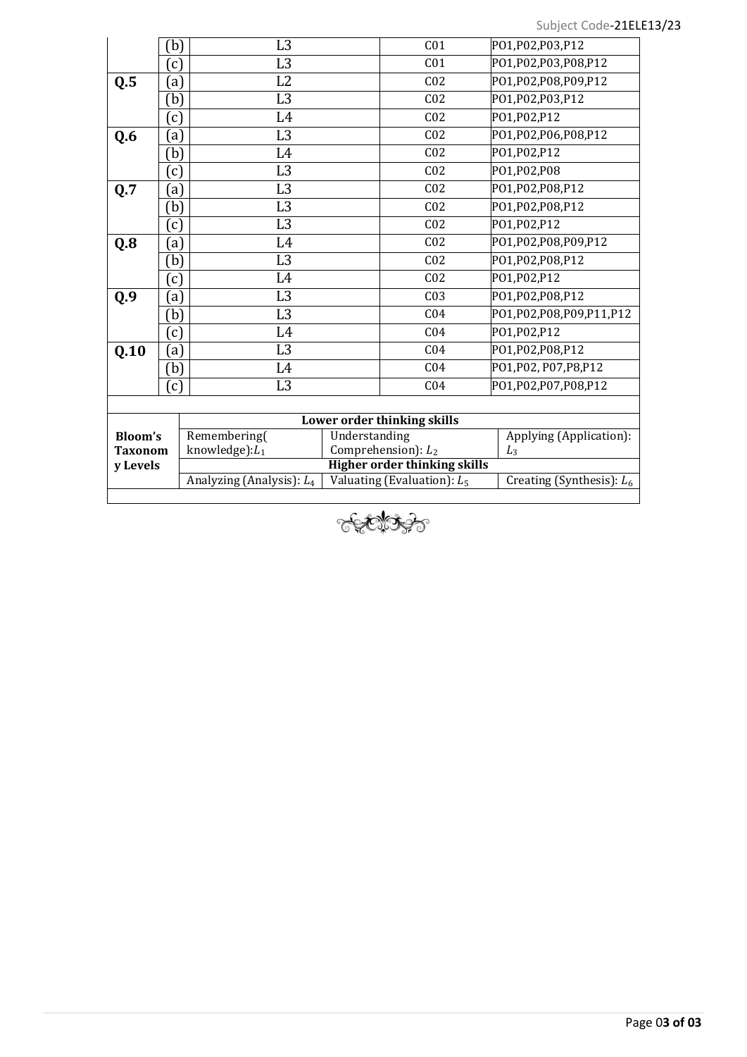| | | | | |
|---|---|---|---|---|
| | (b) | L3 | C01 | PO1,P02,P03,P12 |
| | (c) | L3 | C01 | PO1,P02,P03,P08,P12 |
| **Q.5** | (a) | L2 | C02 | PO1,P02,P08,P09,P12 |
| | (b) | L3 | C02 | PO1,P02,P03,P12 |
| | (c) | L4 | C02 | PO1,P02,P12 |
| **Q.6** | (a) | L3 | C02 | PO1,P02,P06,P08,P12 |
| | (b) | L4 | C02 | PO1,P02,P12 |
| | (c) | L3 | C02 | PO1,P02,P08 |
| **Q.7** | (a) | L3 | C02 | PO1,P02,P08,P12 |
| | (b) | L3 | C02 | PO1,P02,P08,P12 |
| | (c) | L3 | C02 | PO1,P02,P12 |
| **Q.8** | (a) | L4 | C02 | PO1,P02,P08,P09,P12 |
| | (b) | L3 | C02 | PO1,P02,P08,P12 |
| | (c) | L4 | C02 | PO1,P02,P12 |
| **Q.9** | (a) | L3 | C03 | PO1,P02,P08,P12 |
| | (b) | L3 | C04 | PO1,P02,P08,P09,P11,P12 |
| | (c) | L4 | C04 | PO1,P02,P12 |
| **Q.10** | (a) | L3 | C04 | PO1,P02,P08,P12 |
| | (b) | L4 | C04 | PO1,P02, P07,P8,P12 |
| | (c) | L3 | C04 | PO1,P02,P07,P08,P12 |

| | | | |
|---|---|---|---|
| **Bloom's Taxonomy Levels** | **Lower order thinking skills** | | |
| | Remembering( knowledge): $L_1$ | Understanding Comprehension): $L_2$ | Applying (Application): $L_3$ |
| | **Higher order thinking skills** | | |
| | Analyzing (Analysis): $L_4$ | Valuating (Evaluation): $L_5$ | Creating (Synthesis): $L_6$ |